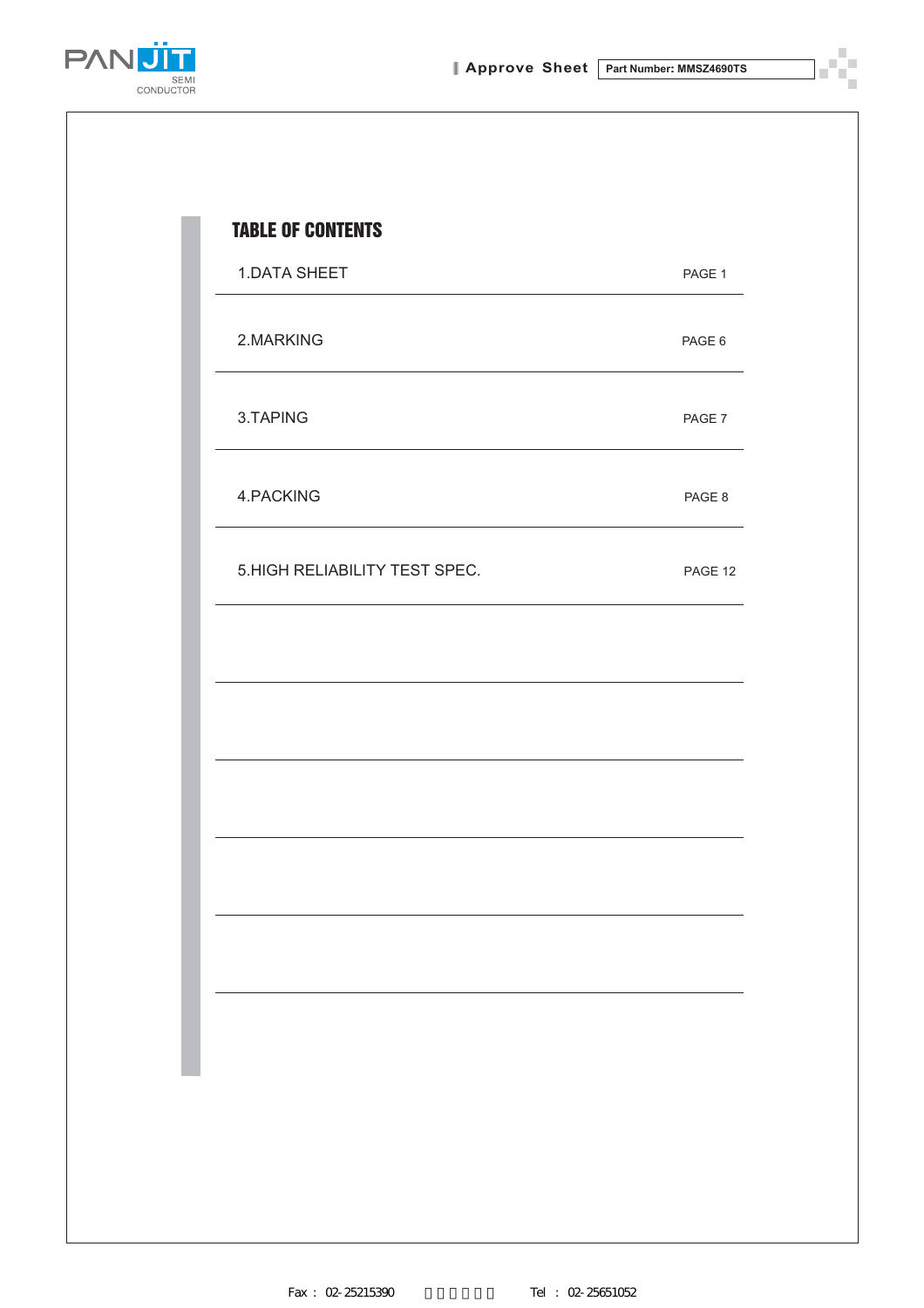## TABLE OF CONTENTS

| | |
|---|---|
| 1.DATA SHEET | PAGE 1 |
| 2.MARKING | PAGE 6 |
| 3.TAPING | PAGE 7 |
| 4.PACKING | PAGE 8 |
| 5.HIGH RELIABILITY TEST SPEC. | PAGE 12 |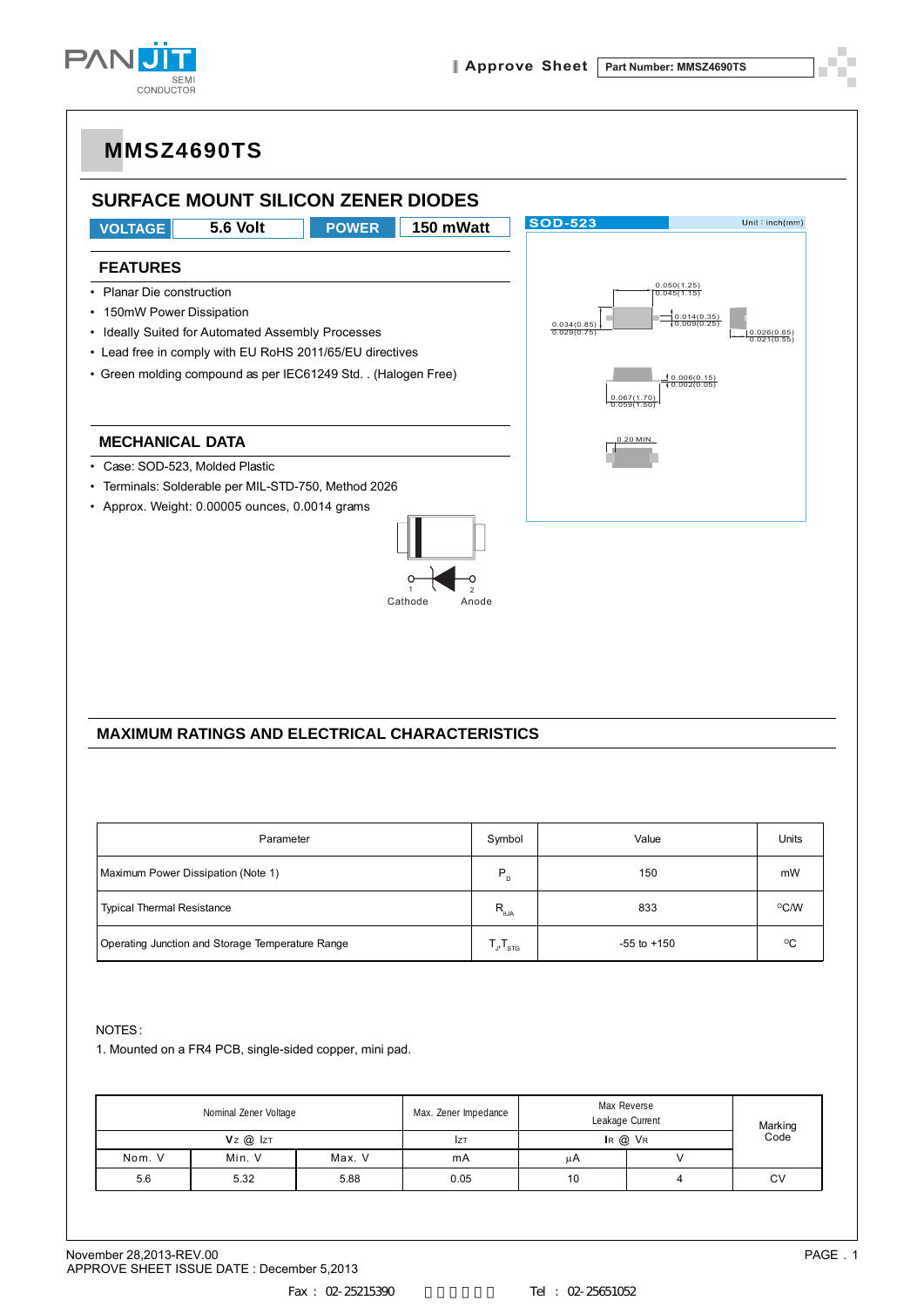# MMSZ4690TS

## SURFACE MOUNT SILICON ZENER DIODES

**VOLTAGE** 5.6 Volt **POWER** 150 mWatt

SOD-523 Unit : inch(mm)

## FEATURES

- Planar Die construction
- 150mW Power Dissipation
- Ideally Suited for Automated Assembly Processes
- Lead free in comply with EU RoHS 2011/65/EU directives
- Green molding compound as per IEC61249 Std. . (Halogen Free)

## MECHANICAL DATA

- Case: SOD-523, Molded Plastic
- Terminals: Solderable per MIL-STD-750, Method 2026
- Approx. Weight: 0.00005 ounces, 0.0014 grams

1 Cathode 2 Anode

## MAXIMUM RATINGS AND ELECTRICAL CHARACTERISTICS

| Parameter | Symbol | Value | Units |
|---|---|---|---|
| Maximum Power Dissipation (Note 1) | $P_D$ | 150 | mW |
| Typical Thermal Resistance | $R_{\theta JA}$ | 833 | °C/W |
| Operating Junction and Storage Temperature Range | $T_J, T_{STG}$ | -55 to +150 | °C |

NOTES :
1. Mounted on a FR4 PCB, single-sided copper, mini pad.

| Nominal Zener Voltage | | | Max. Zener Impedance | Max Reverse Leakage Current | | Marking Code |
|---|---|---|---|---|---|---|
| $V_Z$ @ $I_{ZT}$ | | | $I_{ZT}$ | $I_R$ @ $V_R$ | | |
| Nom. V | Min. V | Max. V | mA | µA | V | |
| 5.6 | 5.32 | 5.88 | 0.05 | 10 | 4 | CV |

November 28,2013-REV.00
APPROVE SHEET ISSUE DATE : December 5,2013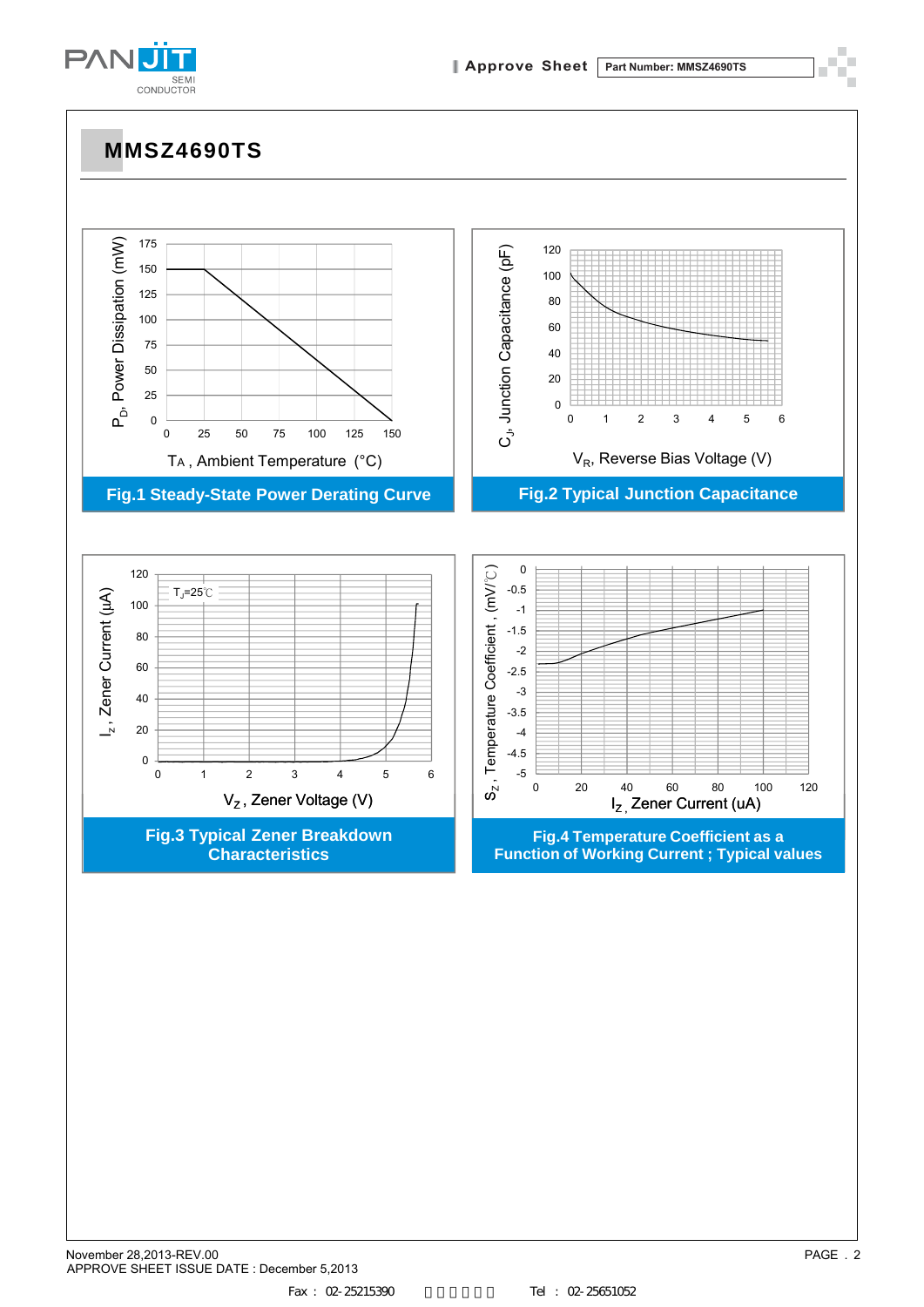# MMSZ4690TS

Fig.1 Steady-State Power Derating Curve

Fig.2 Typical Junction Capacitance

Fig.3 Typical Zener Breakdown Characteristics

Fig.4 Temperature Coefficient as a Function of Working Current ; Typical values

November 28,2013-REV.00
APPROVE SHEET ISSUE DATE : December 5,2013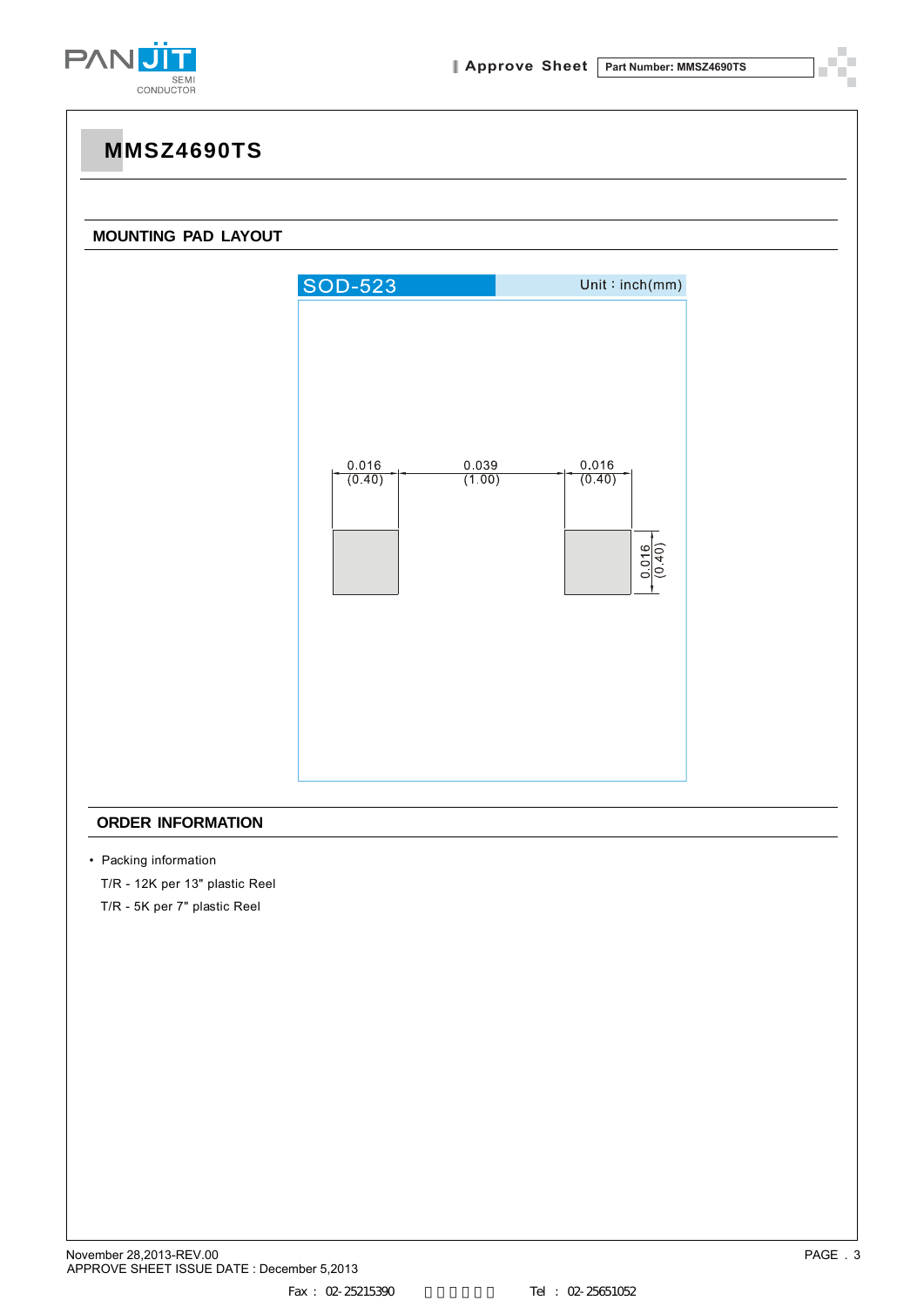# MMSZ4690TS

## MOUNTING PAD LAYOUT

SOD-523 Unit : inch(mm)

0.016 (0.40) 0.039 (1.00) 0.016 (0.40)

0.016 (0.40)

## ORDER INFORMATION

- Packing information

  T/R - 12K per 13" plastic Reel

  T/R - 5K per 7" plastic Reel

November 28,2013-REV.00
APPROVE SHEET ISSUE DATE : December 5,2013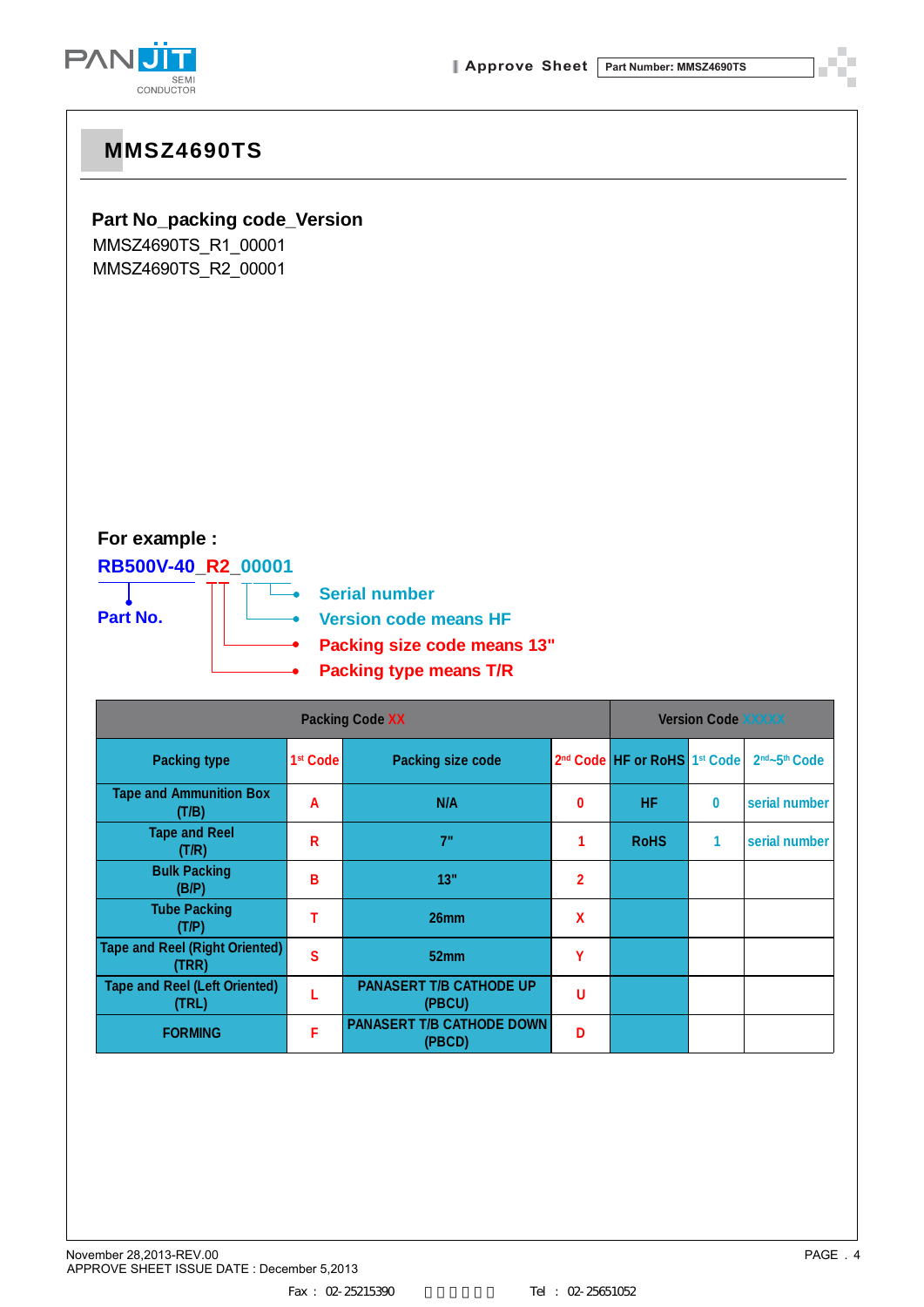# MMSZ4690TS

## Part No_packing code_Version

MMSZ4690TS_R1_00001
MMSZ4690TS_R2_00001

**For example :**

**RB500V-40_R2_00001**

**Part No.**

- **Serial number**
- **Version code means HF**
- **Packing size code means 13"**
- **Packing type means T/R**

| Packing Code XX | | | | Version Code XXXXX | | |
|---|---|---|---|---|---|---|
| Packing type | 1st Code | Packing size code | 2nd Code | HF or RoHS | 1st Code | 2nd~5th Code |
| Tape and Ammunition Box (T/B) | A | N/A | 0 | HF | 0 | serial number |
| Tape and Reel (T/R) | R | 7" | 1 | RoHS | 1 | serial number |
| Bulk Packing (B/P) | B | 13" | 2 | | | |
| Tube Packing (T/P) | T | 26mm | X | | | |
| Tape and Reel (Right Oriented) (TRR) | S | 52mm | Y | | | |
| Tape and Reel (Left Oriented) (TRL) | L | PANASERT T/B CATHODE UP (PBCU) | U | | | |
| FORMING | F | PANASERT T/B CATHODE DOWN (PBCD) | D | | | |

November 28,2013-REV.00
APPROVE SHEET ISSUE DATE : December 5,2013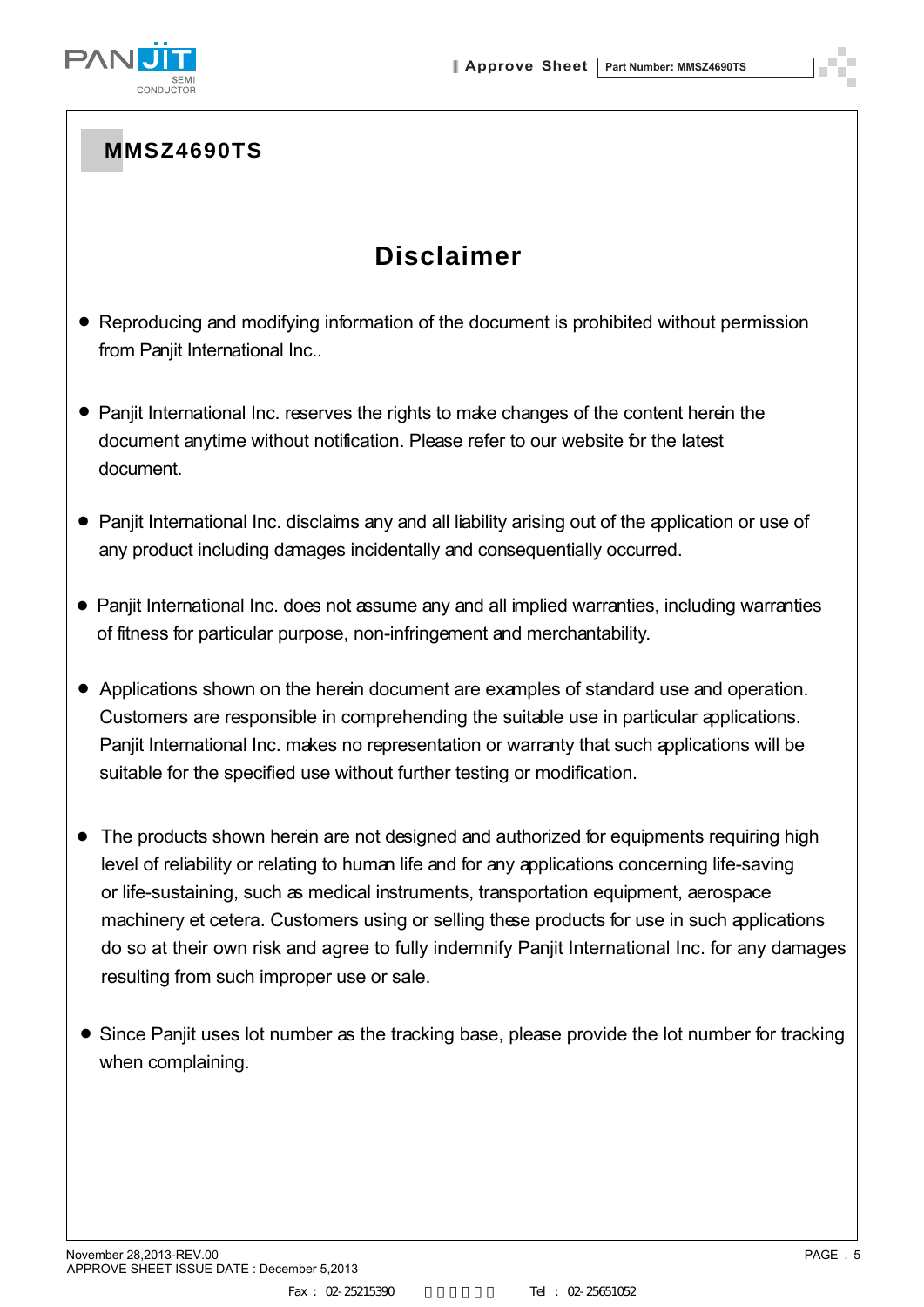# MMSZ4690TS

## Disclaimer

- Reproducing and modifying information of the document is prohibited without permission from Panjit International Inc..

- Panjit International Inc. reserves the rights to make changes of the content herein the document anytime without notification. Please refer to our website for the latest document.

- Panjit International Inc. disclaims any and all liability arising out of the application or use of any product including damages incidentally and consequentially occurred.

- Panjit International Inc. does not assume any and all implied warranties, including warranties of fitness for particular purpose, non-infringement and merchantability.

- Applications shown on the herein document are examples of standard use and operation. Customers are responsible in comprehending the suitable use in particular applications. Panjit International Inc. makes no representation or warranty that such applications will be suitable for the specified use without further testing or modification.

- The products shown herein are not designed and authorized for equipments requiring high level of reliability or relating to human life and for any applications concerning life-saving or life-sustaining, such as medical instruments, transportation equipment, aerospace machinery et cetera. Customers using or selling these products for use in such applications do so at their own risk and agree to fully indemnify Panjit International Inc. for any damages resulting from such improper use or sale.

- Since Panjit uses lot number as the tracking base, please provide the lot number for tracking when complaining.

November 28,2013-REV.00
APPROVE SHEET ISSUE DATE : December 5,2013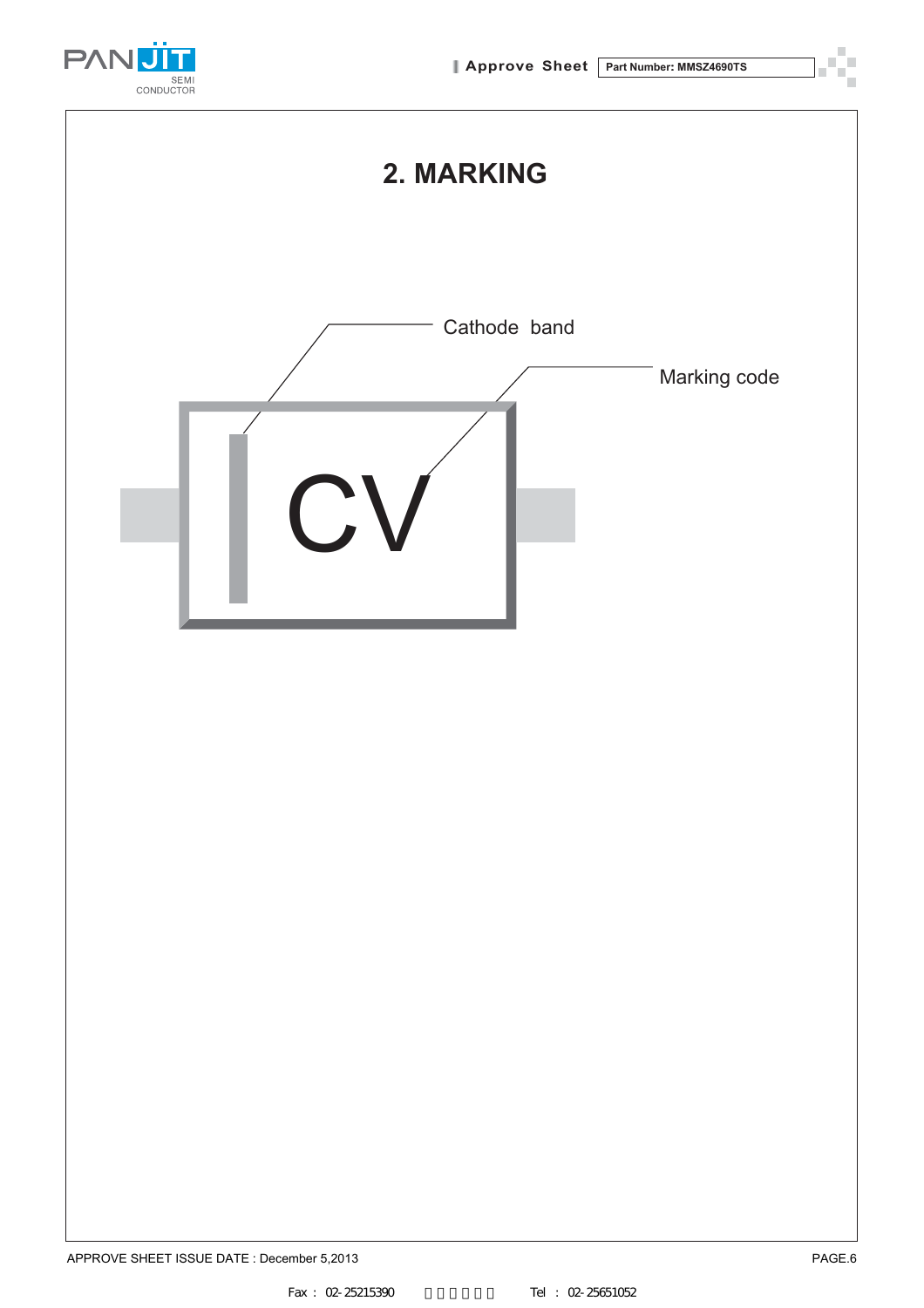## 2. MARKING

Cathode band

Marking code

CV

APPROVE SHEET ISSUE DATE : December 5,2013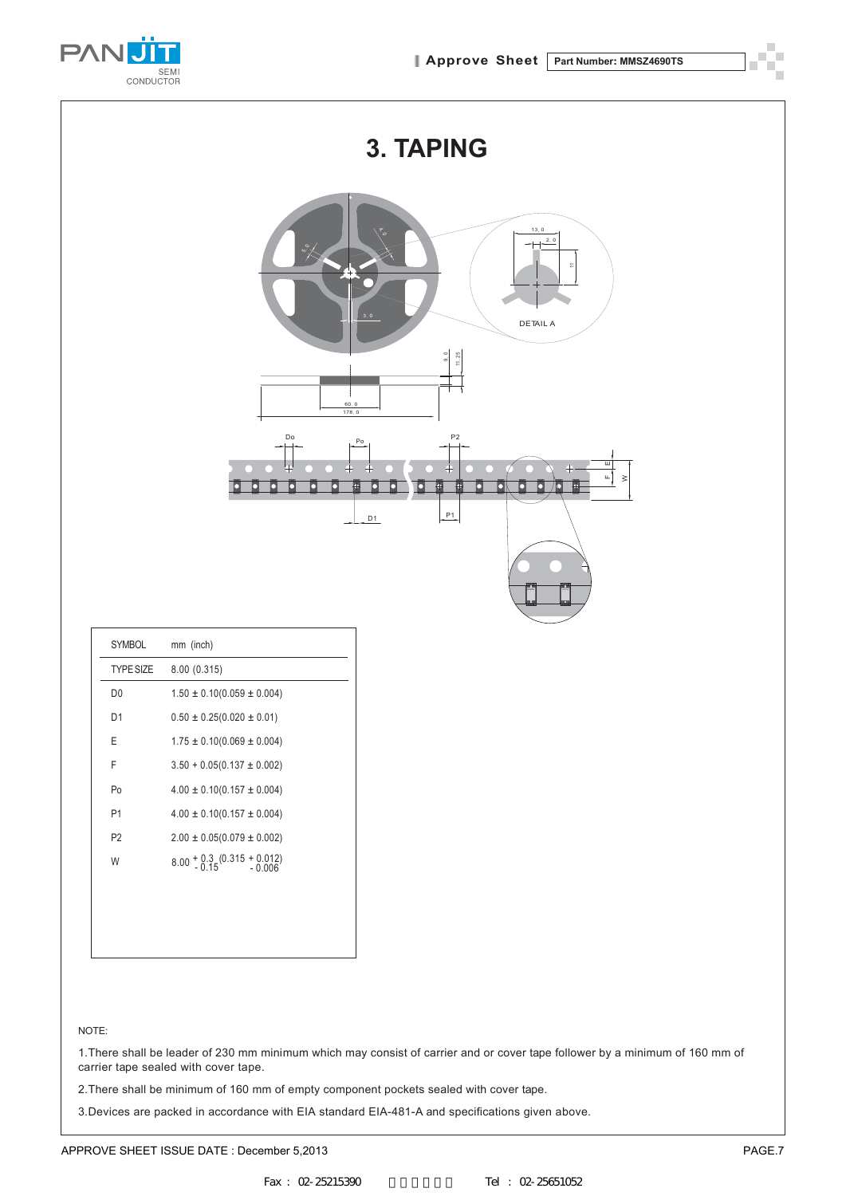# 3. TAPING

| SYMBOL | mm (inch) |
|---|---|
| TYPE SIZE | 8.00 (0.315) |
| D0 | 1.50 ± 0.10(0.059 ± 0.004) |
| D1 | 0.50 ± 0.25(0.020 ± 0.01) |
| E | 1.75 ± 0.10(0.069 ± 0.004) |
| F | 3.50 + 0.05(0.137 ± 0.002) |
| Po | 4.00 ± 0.10(0.157 ± 0.004) |
| P1 | 4.00 ± 0.10(0.157 ± 0.004) |
| P2 | 2.00 ± 0.05(0.079 ± 0.002) |
| W | $8.00^{+0.3}_{-0.15}$ $(0.315^{+0.012}_{-0.006})$ |

NOTE:

1. There shall be leader of 230 mm minimum which may consist of carrier and or cover tape follower by a minimum of 160 mm of carrier tape sealed with cover tape.

2. There shall be minimum of 160 mm of empty component pockets sealed with cover tape.

3. Devices are packed in accordance with EIA standard EIA-481-A and specifications given above.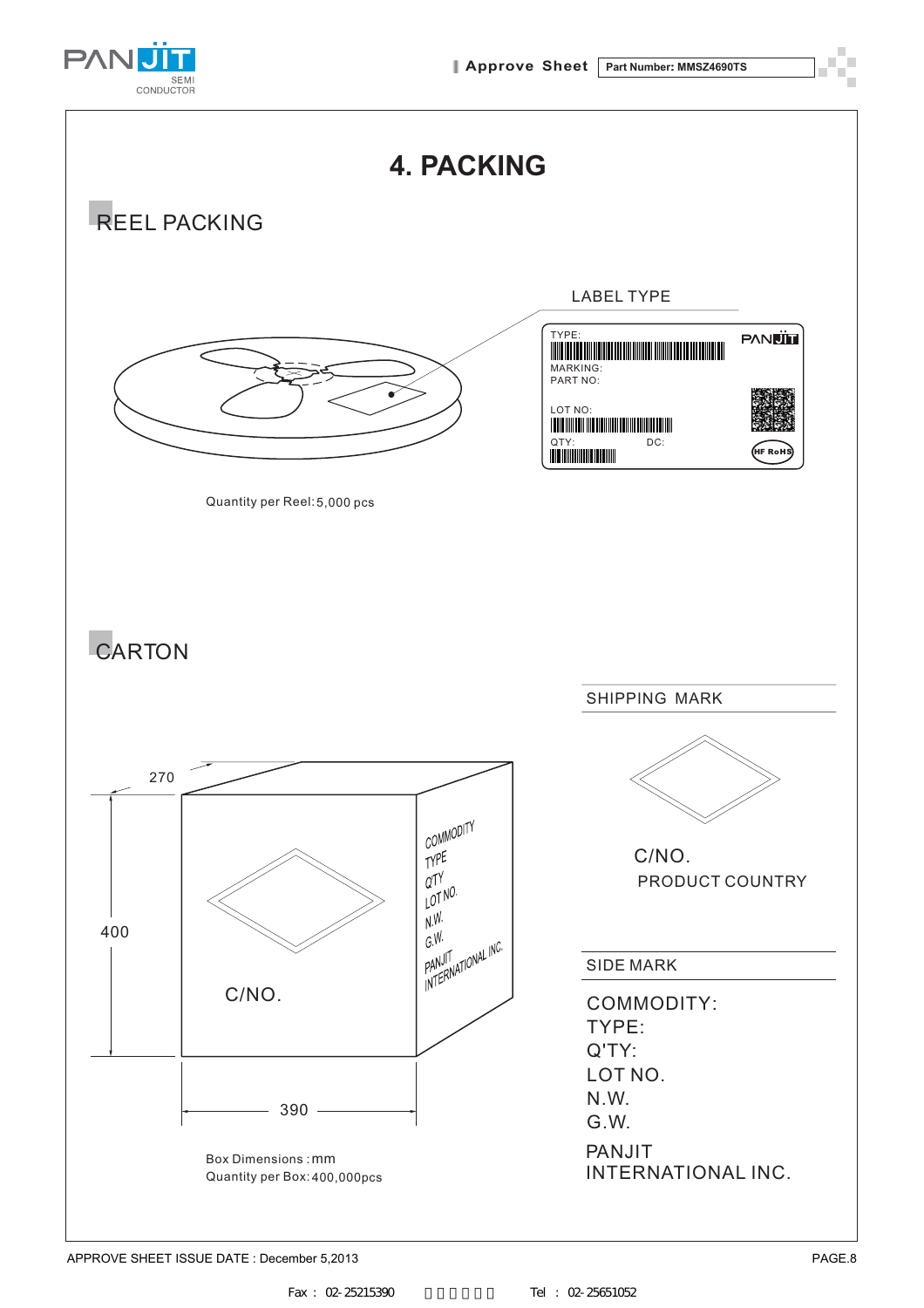# 4. PACKING

## REEL PACKING

LABEL TYPE

TYPE:

MARKING:

PART NO:

LOT NO:

QTY: DC:

HF RoHS

Quantity per Reel: 5,000 pcs

## CARTON

270

400

390

C/NO.

COMMODITY
TYPE
Q'TY
LOT NO.
N.W.
G.W.
PANJIT
INTERNATIONAL INC.

Box Dimensions : mm

Quantity per Box: 400,000pcs

SHIPPING MARK

C/NO.

PRODUCT COUNTRY

SIDE MARK

COMMODITY:
TYPE:
Q'TY:
LOT NO.
N.W.
G.W.

PANJIT
INTERNATIONAL INC.

APPROVE SHEET ISSUE DATE : December 5,2013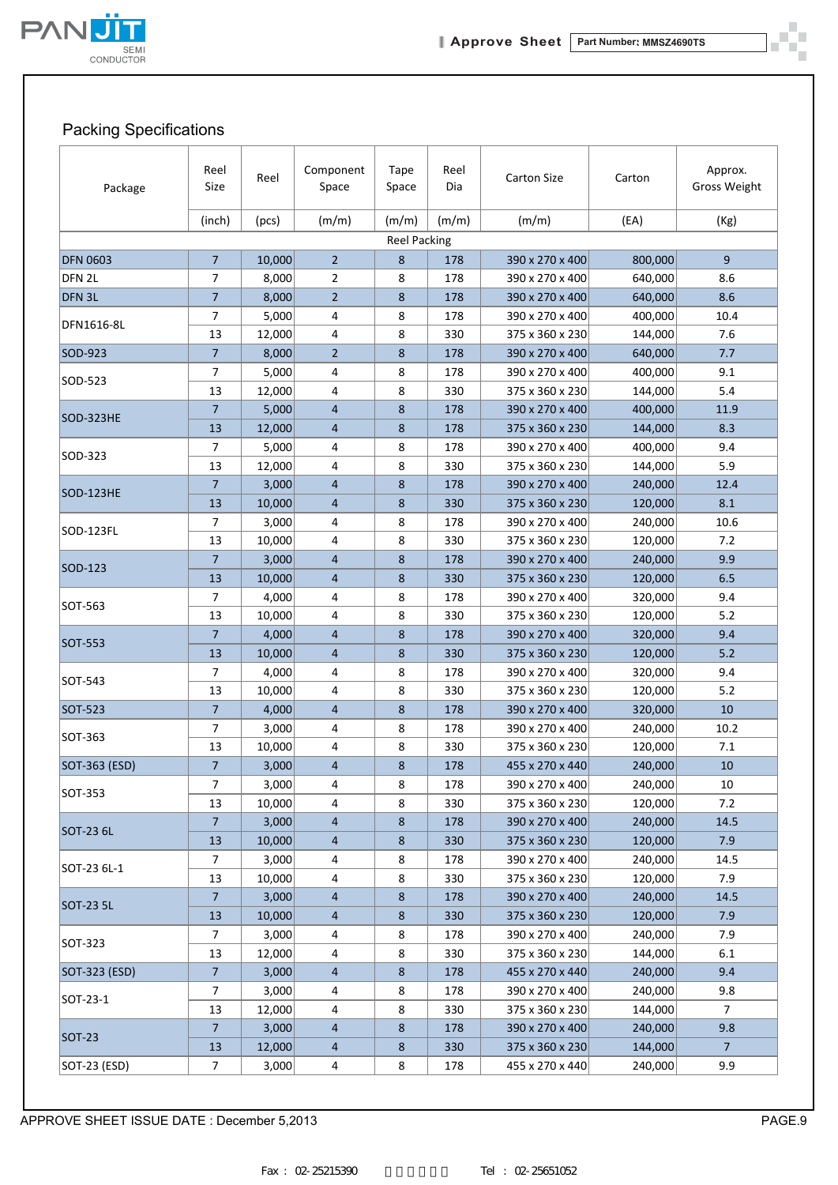## Packing Specifications

| Package | Reel Size | Reel | Component Space | Tape Space | Reel Dia | Carton Size | Carton | Approx. Gross Weight |
|---|---|---|---|---|---|---|---|---|
| | (inch) | (pcs) | (m/m) | (m/m) | (m/m) | (m/m) | (EA) | (Kg) |
| Reel Packing | | | | | | | | |
| DFN 0603 | 7 | 10,000 | 2 | 8 | 178 | 390 x 270 x 400 | 800,000 | 9 |
| DFN 2L | 7 | 8,000 | 2 | 8 | 178 | 390 x 270 x 400 | 640,000 | 8.6 |
| DFN 3L | 7 | 8,000 | 2 | 8 | 178 | 390 x 270 x 400 | 640,000 | 8.6 |
| DFN1616-8L | 7 | 5,000 | 4 | 8 | 178 | 390 x 270 x 400 | 400,000 | 10.4 |
| | 13 | 12,000 | 4 | 8 | 330 | 375 x 360 x 230 | 144,000 | 7.6 |
| SOD-923 | 7 | 8,000 | 2 | 8 | 178 | 390 x 270 x 400 | 640,000 | 7.7 |
| SOD-523 | 7 | 5,000 | 4 | 8 | 178 | 390 x 270 x 400 | 400,000 | 9.1 |
| | 13 | 12,000 | 4 | 8 | 330 | 375 x 360 x 230 | 144,000 | 5.4 |
| SOD-323HE | 7 | 5,000 | 4 | 8 | 178 | 390 x 270 x 400 | 400,000 | 11.9 |
| | 13 | 12,000 | 4 | 8 | 178 | 375 x 360 x 230 | 144,000 | 8.3 |
| SOD-323 | 7 | 5,000 | 4 | 8 | 178 | 390 x 270 x 400 | 400,000 | 9.4 |
| | 13 | 12,000 | 4 | 8 | 330 | 375 x 360 x 230 | 144,000 | 5.9 |
| SOD-123HE | 7 | 3,000 | 4 | 8 | 178 | 390 x 270 x 400 | 240,000 | 12.4 |
| | 13 | 10,000 | 4 | 8 | 330 | 375 x 360 x 230 | 120,000 | 8.1 |
| SOD-123FL | 7 | 3,000 | 4 | 8 | 178 | 390 x 270 x 400 | 240,000 | 10.6 |
| | 13 | 10,000 | 4 | 8 | 330 | 375 x 360 x 230 | 120,000 | 7.2 |
| SOD-123 | 7 | 3,000 | 4 | 8 | 178 | 390 x 270 x 400 | 240,000 | 9.9 |
| | 13 | 10,000 | 4 | 8 | 330 | 375 x 360 x 230 | 120,000 | 6.5 |
| SOT-563 | 7 | 4,000 | 4 | 8 | 178 | 390 x 270 x 400 | 320,000 | 9.4 |
| | 13 | 10,000 | 4 | 8 | 330 | 375 x 360 x 230 | 120,000 | 5.2 |
| SOT-553 | 7 | 4,000 | 4 | 8 | 178 | 390 x 270 x 400 | 320,000 | 9.4 |
| | 13 | 10,000 | 4 | 8 | 330 | 375 x 360 x 230 | 120,000 | 5.2 |
| SOT-543 | 7 | 4,000 | 4 | 8 | 178 | 390 x 270 x 400 | 320,000 | 9.4 |
| | 13 | 10,000 | 4 | 8 | 330 | 375 x 360 x 230 | 120,000 | 5.2 |
| SOT-523 | 7 | 4,000 | 4 | 8 | 178 | 390 x 270 x 400 | 320,000 | 10 |
| SOT-363 | 7 | 3,000 | 4 | 8 | 178 | 390 x 270 x 400 | 240,000 | 10.2 |
| | 13 | 10,000 | 4 | 8 | 330 | 375 x 360 x 230 | 120,000 | 7.1 |
| SOT-363 (ESD) | 7 | 3,000 | 4 | 8 | 178 | 455 x 270 x 440 | 240,000 | 10 |
| SOT-353 | 7 | 3,000 | 4 | 8 | 178 | 390 x 270 x 400 | 240,000 | 10 |
| | 13 | 10,000 | 4 | 8 | 330 | 375 x 360 x 230 | 120,000 | 7.2 |
| SOT-23 6L | 7 | 3,000 | 4 | 8 | 178 | 390 x 270 x 400 | 240,000 | 14.5 |
| | 13 | 10,000 | 4 | 8 | 330 | 375 x 360 x 230 | 120,000 | 7.9 |
| SOT-23 6L-1 | 7 | 3,000 | 4 | 8 | 178 | 390 x 270 x 400 | 240,000 | 14.5 |
| | 13 | 10,000 | 4 | 8 | 330 | 375 x 360 x 230 | 120,000 | 7.9 |
| SOT-23 5L | 7 | 3,000 | 4 | 8 | 178 | 390 x 270 x 400 | 240,000 | 14.5 |
| | 13 | 10,000 | 4 | 8 | 330 | 375 x 360 x 230 | 120,000 | 7.9 |
| SOT-323 | 7 | 3,000 | 4 | 8 | 178 | 390 x 270 x 400 | 240,000 | 7.9 |
| | 13 | 12,000 | 4 | 8 | 330 | 375 x 360 x 230 | 144,000 | 6.1 |
| SOT-323 (ESD) | 7 | 3,000 | 4 | 8 | 178 | 455 x 270 x 440 | 240,000 | 9.4 |
| SOT-23-1 | 7 | 3,000 | 4 | 8 | 178 | 390 x 270 x 400 | 240,000 | 9.8 |
| | 13 | 12,000 | 4 | 8 | 330 | 375 x 360 x 230 | 144,000 | 7 |
| SOT-23 | 7 | 3,000 | 4 | 8 | 178 | 390 x 270 x 400 | 240,000 | 9.8 |
| | 13 | 12,000 | 4 | 8 | 330 | 375 x 360 x 230 | 144,000 | 7 |
| SOT-23 (ESD) | 7 | 3,000 | 4 | 8 | 178 | 455 x 270 x 440 | 240,000 | 9.9 |

APPROVE SHEET ISSUE DATE : December 5,2013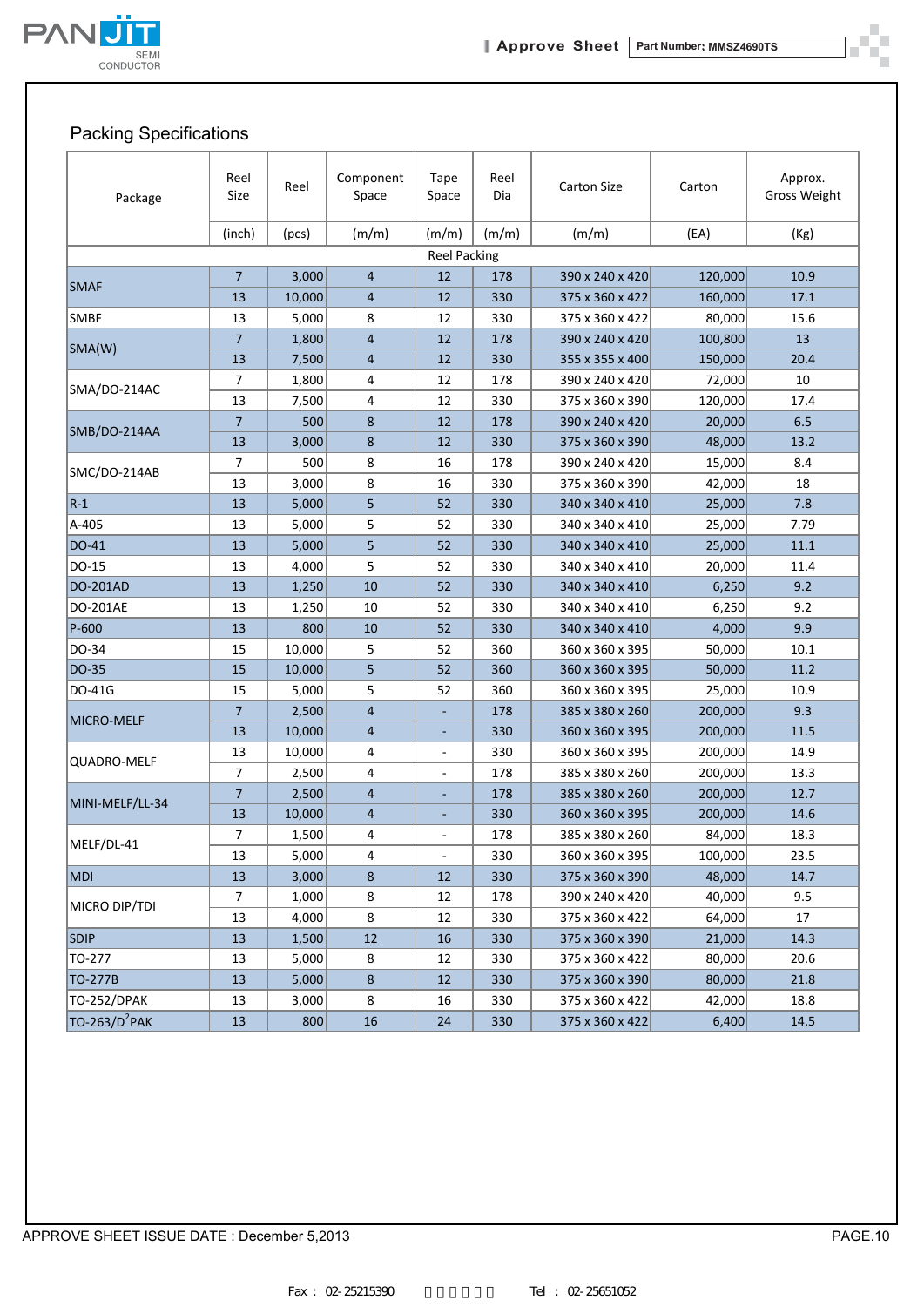## Packing Specifications

| Package | Reel Size | Reel | Component Space | Tape Space | Reel Dia | Carton Size | Carton | Approx. Gross Weight |
|---|---|---|---|---|---|---|---|---|
| | (inch) | (pcs) | (m/m) | (m/m) | (m/m) | (m/m) | (EA) | (Kg) |
| Reel Packing | | | | | | | | |
| SMAF | 7 | 3,000 | 4 | 12 | 178 | 390 x 240 x 420 | 120,000 | 10.9 |
| | 13 | 10,000 | 4 | 12 | 330 | 375 x 360 x 422 | 160,000 | 17.1 |
| SMBF | 13 | 5,000 | 8 | 12 | 330 | 375 x 360 x 422 | 80,000 | 15.6 |
| SMA(W) | 7 | 1,800 | 4 | 12 | 178 | 390 x 240 x 420 | 100,800 | 13 |
| | 13 | 7,500 | 4 | 12 | 330 | 355 x 355 x 400 | 150,000 | 20.4 |
| SMA/DO-214AC | 7 | 1,800 | 4 | 12 | 178 | 390 x 240 x 420 | 72,000 | 10 |
| | 13 | 7,500 | 4 | 12 | 330 | 375 x 360 x 390 | 120,000 | 17.4 |
| SMB/DO-214AA | 7 | 500 | 8 | 12 | 178 | 390 x 240 x 420 | 20,000 | 6.5 |
| | 13 | 3,000 | 8 | 12 | 330 | 375 x 360 x 390 | 48,000 | 13.2 |
| SMC/DO-214AB | 7 | 500 | 8 | 16 | 178 | 390 x 240 x 420 | 15,000 | 8.4 |
| | 13 | 3,000 | 8 | 16 | 330 | 375 x 360 x 390 | 42,000 | 18 |
| R-1 | 13 | 5,000 | 5 | 52 | 330 | 340 x 340 x 410 | 25,000 | 7.8 |
| A-405 | 13 | 5,000 | 5 | 52 | 330 | 340 x 340 x 410 | 25,000 | 7.79 |
| DO-41 | 13 | 5,000 | 5 | 52 | 330 | 340 x 340 x 410 | 25,000 | 11.1 |
| DO-15 | 13 | 4,000 | 5 | 52 | 330 | 340 x 340 x 410 | 20,000 | 11.4 |
| DO-201AD | 13 | 1,250 | 10 | 52 | 330 | 340 x 340 x 410 | 6,250 | 9.2 |
| DO-201AE | 13 | 1,250 | 10 | 52 | 330 | 340 x 340 x 410 | 6,250 | 9.2 |
| P-600 | 13 | 800 | 10 | 52 | 330 | 340 x 340 x 410 | 4,000 | 9.9 |
| DO-34 | 15 | 10,000 | 5 | 52 | 360 | 360 x 360 x 395 | 50,000 | 10.1 |
| DO-35 | 15 | 10,000 | 5 | 52 | 360 | 360 x 360 x 395 | 50,000 | 11.2 |
| DO-41G | 15 | 5,000 | 5 | 52 | 360 | 360 x 360 x 395 | 25,000 | 10.9 |
| MICRO-MELF | 7 | 2,500 | 4 | - | 178 | 385 x 380 x 260 | 200,000 | 9.3 |
| | 13 | 10,000 | 4 | - | 330 | 360 x 360 x 395 | 200,000 | 11.5 |
| QUADRO-MELF | 13 | 10,000 | 4 | - | 330 | 360 x 360 x 395 | 200,000 | 14.9 |
| | 7 | 2,500 | 4 | - | 178 | 385 x 380 x 260 | 200,000 | 13.3 |
| MINI-MELF/LL-34 | 7 | 2,500 | 4 | - | 178 | 385 x 380 x 260 | 200,000 | 12.7 |
| | 13 | 10,000 | 4 | - | 330 | 360 x 360 x 395 | 200,000 | 14.6 |
| MELF/DL-41 | 7 | 1,500 | 4 | - | 178 | 385 x 380 x 260 | 84,000 | 18.3 |
| | 13 | 5,000 | 4 | - | 330 | 360 x 360 x 395 | 100,000 | 23.5 |
| MDI | 13 | 3,000 | 8 | 12 | 330 | 375 x 360 x 390 | 48,000 | 14.7 |
| MICRO DIP/TDI | 7 | 1,000 | 8 | 12 | 178 | 390 x 240 x 420 | 40,000 | 9.5 |
| | 13 | 4,000 | 8 | 12 | 330 | 375 x 360 x 422 | 64,000 | 17 |
| SDIP | 13 | 1,500 | 12 | 16 | 330 | 375 x 360 x 390 | 21,000 | 14.3 |
| TO-277 | 13 | 5,000 | 8 | 12 | 330 | 375 x 360 x 422 | 80,000 | 20.6 |
| TO-277B | 13 | 5,000 | 8 | 12 | 330 | 375 x 360 x 390 | 80,000 | 21.8 |
| TO-252/DPAK | 13 | 3,000 | 8 | 16 | 330 | 375 x 360 x 422 | 42,000 | 18.8 |
| TO-263/D$^2$PAK | 13 | 800 | 16 | 24 | 330 | 375 x 360 x 422 | 6,400 | 14.5 |

APPROVE SHEET ISSUE DATE : December 5,2013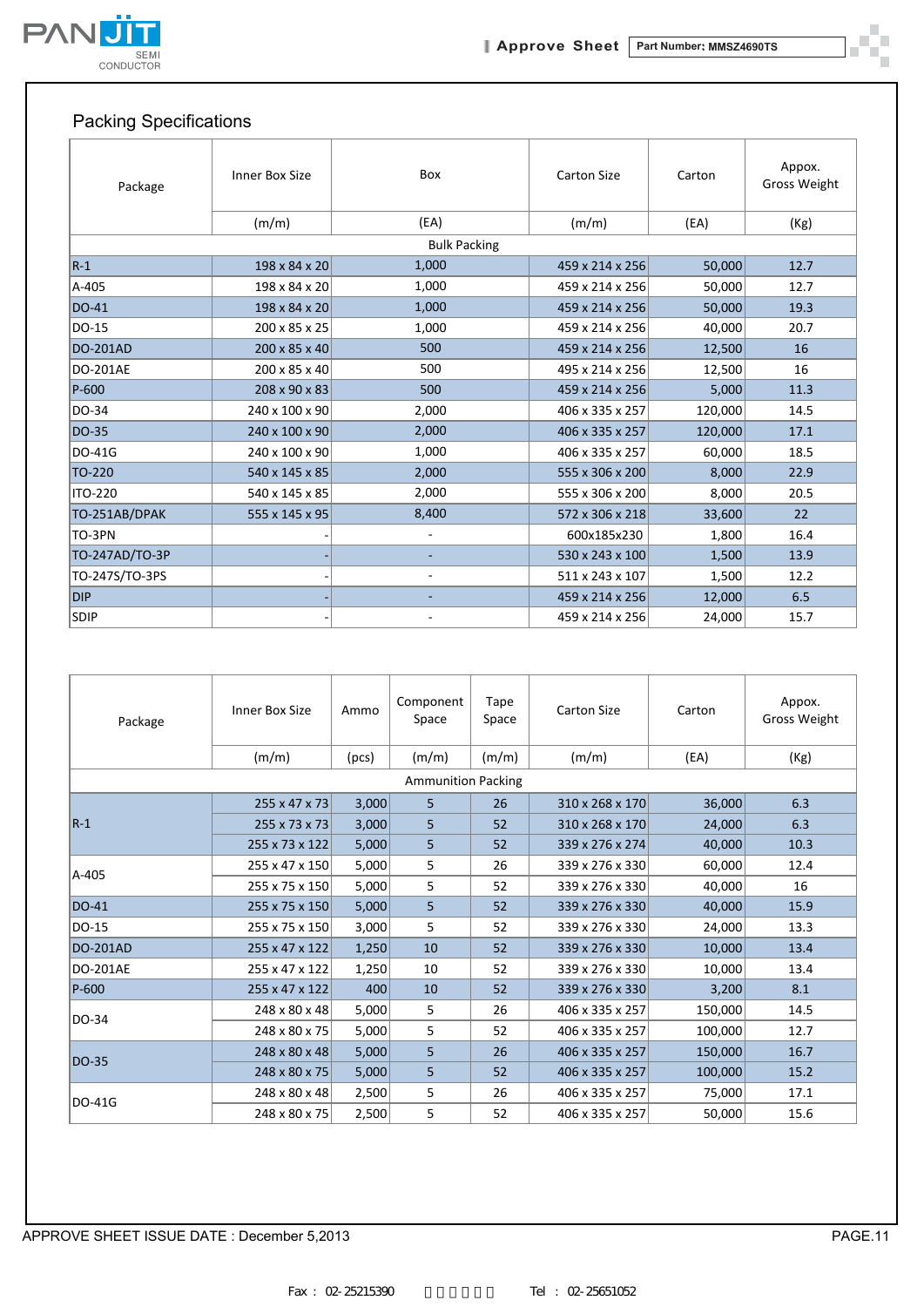## Packing Specifications

| Package | Inner Box Size | Box | Carton Size | Carton | Appox. Gross Weight |
|---|---|---|---|---|---|
| | (m/m) | (EA) | (m/m) | (EA) | (Kg) |
| Bulk Packing | | | | | |
| R-1 | 198 x 84 x 20 | 1,000 | 459 x 214 x 256 | 50,000 | 12.7 |
| A-405 | 198 x 84 x 20 | 1,000 | 459 x 214 x 256 | 50,000 | 12.7 |
| DO-41 | 198 x 84 x 20 | 1,000 | 459 x 214 x 256 | 50,000 | 19.3 |
| DO-15 | 200 x 85 x 25 | 1,000 | 459 x 214 x 256 | 40,000 | 20.7 |
| DO-201AD | 200 x 85 x 40 | 500 | 459 x 214 x 256 | 12,500 | 16 |
| DO-201AE | 200 x 85 x 40 | 500 | 495 x 214 x 256 | 12,500 | 16 |
| P-600 | 208 x 90 x 83 | 500 | 459 x 214 x 256 | 5,000 | 11.3 |
| DO-34 | 240 x 100 x 90 | 2,000 | 406 x 335 x 257 | 120,000 | 14.5 |
| DO-35 | 240 x 100 x 90 | 2,000 | 406 x 335 x 257 | 120,000 | 17.1 |
| DO-41G | 240 x 100 x 90 | 1,000 | 406 x 335 x 257 | 60,000 | 18.5 |
| TO-220 | 540 x 145 x 85 | 2,000 | 555 x 306 x 200 | 8,000 | 22.9 |
| ITO-220 | 540 x 145 x 85 | 2,000 | 555 x 306 x 200 | 8,000 | 20.5 |
| TO-251AB/DPAK | 555 x 145 x 95 | 8,400 | 572 x 306 x 218 | 33,600 | 22 |
| TO-3PN | - | - | 600x185x230 | 1,800 | 16.4 |
| TO-247AD/TO-3P | - | - | 530 x 243 x 100 | 1,500 | 13.9 |
| TO-247S/TO-3PS | - | - | 511 x 243 x 107 | 1,500 | 12.2 |
| DIP | - | - | 459 x 214 x 256 | 12,000 | 6.5 |
| SDIP | - | - | 459 x 214 x 256 | 24,000 | 15.7 |

| Package | Inner Box Size | Ammo | Component Space | Tape Space | Carton Size | Carton | Appox. Gross Weight |
|---|---|---|---|---|---|---|---|
| | (m/m) | (pcs) | (m/m) | (m/m) | (m/m) | (EA) | (Kg) |
| Ammunition Packing | | | | | | | |
| R-1 | 255 x 47 x 73 | 3,000 | 5 | 26 | 310 x 268 x 170 | 36,000 | 6.3 |
| | 255 x 73 x 73 | 3,000 | 5 | 52 | 310 x 268 x 170 | 24,000 | 6.3 |
| | 255 x 73 x 122 | 5,000 | 5 | 52 | 339 x 276 x 274 | 40,000 | 10.3 |
| A-405 | 255 x 47 x 150 | 5,000 | 5 | 26 | 339 x 276 x 330 | 60,000 | 12.4 |
| | 255 x 75 x 150 | 5,000 | 5 | 52 | 339 x 276 x 330 | 40,000 | 16 |
| DO-41 | 255 x 75 x 150 | 5,000 | 5 | 52 | 339 x 276 x 330 | 40,000 | 15.9 |
| DO-15 | 255 x 75 x 150 | 3,000 | 5 | 52 | 339 x 276 x 330 | 24,000 | 13.3 |
| DO-201AD | 255 x 47 x 122 | 1,250 | 10 | 52 | 339 x 276 x 330 | 10,000 | 13.4 |
| DO-201AE | 255 x 47 x 122 | 1,250 | 10 | 52 | 339 x 276 x 330 | 10,000 | 13.4 |
| P-600 | 255 x 47 x 122 | 400 | 10 | 52 | 339 x 276 x 330 | 3,200 | 8.1 |
| DO-34 | 248 x 80 x 48 | 5,000 | 5 | 26 | 406 x 335 x 257 | 150,000 | 14.5 |
| | 248 x 80 x 75 | 5,000 | 5 | 52 | 406 x 335 x 257 | 100,000 | 12.7 |
| DO-35 | 248 x 80 x 48 | 5,000 | 5 | 26 | 406 x 335 x 257 | 150,000 | 16.7 |
| | 248 x 80 x 75 | 5,000 | 5 | 52 | 406 x 335 x 257 | 100,000 | 15.2 |
| DO-41G | 248 x 80 x 48 | 2,500 | 5 | 26 | 406 x 335 x 257 | 75,000 | 17.1 |
| | 248 x 80 x 75 | 2,500 | 5 | 52 | 406 x 335 x 257 | 50,000 | 15.6 |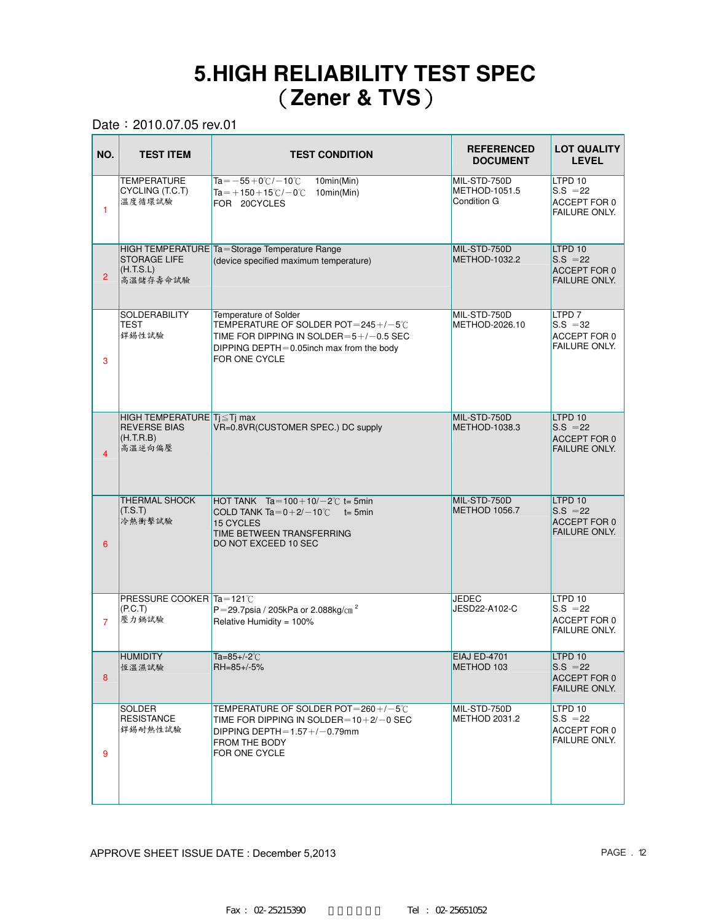# 5.HIGH RELIABILITY TEST SPEC
# （Zener & TVS）

Date：2010.07.05 rev.01

| NO. | TEST ITEM | TEST CONDITION | REFERENCED DOCUMENT | LOT QUALITY LEVEL |
|---|---|---|---|---|
| 1 | TEMPERATURE CYCLING (T.C.T) 溫度循環試驗 | Ta＝−55＋0℃/−10℃ 10min(Min)<br>Ta＝＋150＋15℃/−0℃ 10min(Min)<br>FOR 20CYCLES | MIL-STD-750D METHOD-1051.5 Condition G | LTPD 10<br>S.S ＝22<br>ACCEPT FOR 0 FAILURE ONLY. |
| 2 | HIGH TEMPERATURE STORAGE LIFE (H.T.S.L) 高溫儲存壽命試驗 | Ta＝Storage Temperature Range<br>(device specified maximum temperature) | MIL-STD-750D METHOD-1032.2 | LTPD 10<br>S.S ＝22<br>ACCEPT FOR 0 FAILURE ONLY. |
| 3 | SOLDERABILITY TEST 銲錫性試驗 | Temperature of Solder<br>TEMPERATURE OF SOLDER POT＝245＋/−5℃<br>TIME FOR DIPPING IN SOLDER＝5＋/−0.5 SEC<br>DIPPING DEPTH＝0.05inch max from the body<br>FOR ONE CYCLE | MIL-STD-750D METHOD-2026.10 | LTPD 7<br>S.S ＝32<br>ACCEPT FOR 0 FAILURE ONLY. |
| 4 | HIGH TEMPERATURE REVERSE BIAS (H.T.R.B) 高溫逆向偏壓 | Tj≦Tj max<br>VR=0.8VR(CUSTOMER SPEC.) DC supply | MIL-STD-750D METHOD-1038.3 | LTPD 10<br>S.S ＝22<br>ACCEPT FOR 0 FAILURE ONLY. |
| 6 | THERMAL SHOCK (T.S.T) 冷熱衝擊試驗 | HOT TANK Ta＝100＋10/−2℃ t= 5min<br>COLD TANK Ta＝0＋2/−10℃ t= 5min<br>15 CYCLES<br>TIME BETWEEN TRANSFERRING DO NOT EXCEED 10 SEC | MIL-STD-750D METHOD 1056.7 | LTPD 10<br>S.S ＝22<br>ACCEPT FOR 0 FAILURE ONLY. |
| 7 | PRESSURE COOKER (P.C.T) 壓力鍋試驗 | Ta＝121℃<br>P＝29.7psia / 205kPa or 2.088kg/$cm^2$<br>Relative Humidity = 100% | JEDEC JESD22-A102-C | LTPD 10<br>S.S ＝22<br>ACCEPT FOR 0 FAILURE ONLY. |
| 8 | HUMIDITY 恆溫濕試驗 | Ta=85+/-2℃<br>RH=85+/-5% | EIAJ ED-4701 METHOD 103 | LTPD 10<br>S.S ＝22<br>ACCEPT FOR 0 FAILURE ONLY. |
| 9 | SOLDER RESISTANCE 銲錫耐熱性試驗 | TEMPERATURE OF SOLDER POT＝260＋/−5℃<br>TIME FOR DIPPING IN SOLDER＝10＋2/−0 SEC<br>DIPPING DEPTH＝1.57＋/−0.79mm FROM THE BODY<br>FOR ONE CYCLE | MIL-STD-750D METHOD 2031.2 | LTPD 10<br>S.S ＝22<br>ACCEPT FOR 0 FAILURE ONLY. |

APPROVE SHEET ISSUE DATE : December 5,2013

Fax： 02-25215390　　Tel ： 02-25651052